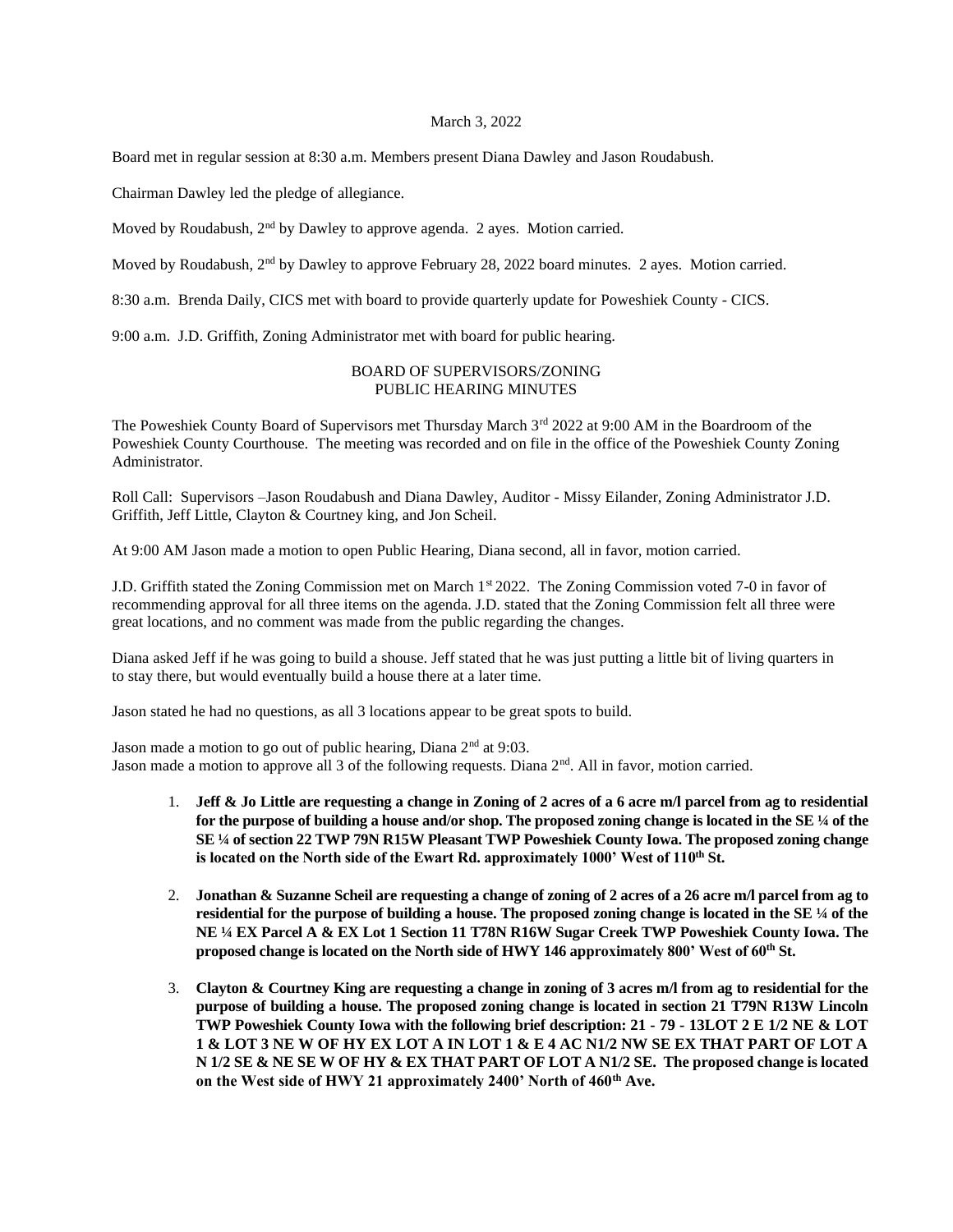March 3, 2022

Board met in regular session at 8:30 a.m. Members present Diana Dawley and Jason Roudabush.

Chairman Dawley led the pledge of allegiance.

Moved by Roudabush, 2nd by Dawley to approve agenda. 2 ayes. Motion carried.

Moved by Roudabush, 2nd by Dawley to approve February 28, 2022 board minutes. 2 ayes. Motion carried.

8:30 a.m. Brenda Daily, CICS met with board to provide quarterly update for Poweshiek County - CICS.

9:00 a.m. J.D. Griffith, Zoning Administrator met with board for public hearing.

BOARD OF SUPERVISORS/ZONING
PUBLIC HEARING MINUTES

The Poweshiek County Board of Supervisors met Thursday March 3rd 2022 at 9:00 AM in the Boardroom of the Poweshiek County Courthouse. The meeting was recorded and on file in the office of the Poweshiek County Zoning Administrator.

Roll Call: Supervisors –Jason Roudabush and Diana Dawley, Auditor - Missy Eilander, Zoning Administrator J.D. Griffith, Jeff Little, Clayton & Courtney king, and Jon Scheil.

At 9:00 AM Jason made a motion to open Public Hearing, Diana second, all in favor, motion carried.

J.D. Griffith stated the Zoning Commission met on March 1st 2022. The Zoning Commission voted 7-0 in favor of recommending approval for all three items on the agenda. J.D. stated that the Zoning Commission felt all three were great locations, and no comment was made from the public regarding the changes.

Diana asked Jeff if he was going to build a shouse. Jeff stated that he was just putting a little bit of living quarters in to stay there, but would eventually build a house there at a later time.

Jason stated he had no questions, as all 3 locations appear to be great spots to build.

Jason made a motion to go out of public hearing, Diana 2nd at 9:03.
Jason made a motion to approve all 3 of the following requests. Diana 2nd. All in favor, motion carried.

1. **Jeff & Jo Little are requesting a change in Zoning of 2 acres of a 6 acre m/l parcel from ag to residential for the purpose of building a house and/or shop. The proposed zoning change is located in the SE ¼ of the SE ¼ of section 22 TWP 79N R15W Pleasant TWP Poweshiek County Iowa. The proposed zoning change is located on the North side of the Ewart Rd. approximately 1000' West of 110th St.**

2. **Jonathan & Suzanne Scheil are requesting a change of zoning of 2 acres of a 26 acre m/l parcel from ag to residential for the purpose of building a house. The proposed zoning change is located in the SE ¼ of the NE ¼ EX Parcel A & EX Lot 1 Section 11 T78N R16W Sugar Creek TWP Poweshiek County Iowa. The proposed change is located on the North side of HWY 146 approximately 800' West of 60th St.**

3. **Clayton & Courtney King are requesting a change in zoning of 3 acres m/l from ag to residential for the purpose of building a house. The proposed zoning change is located in section 21 T79N R13W Lincoln TWP Poweshiek County Iowa with the following brief description: 21 - 79 - 13LOT 2 E 1/2 NE & LOT 1 & LOT 3 NE W OF HY EX LOT A IN LOT 1 & E 4 AC N1/2 NW SE EX THAT PART OF LOT A N 1/2 SE & NE SE W OF HY & EX THAT PART OF LOT A N1/2 SE. The proposed change is located on the West side of HWY 21 approximately 2400' North of 460th Ave.**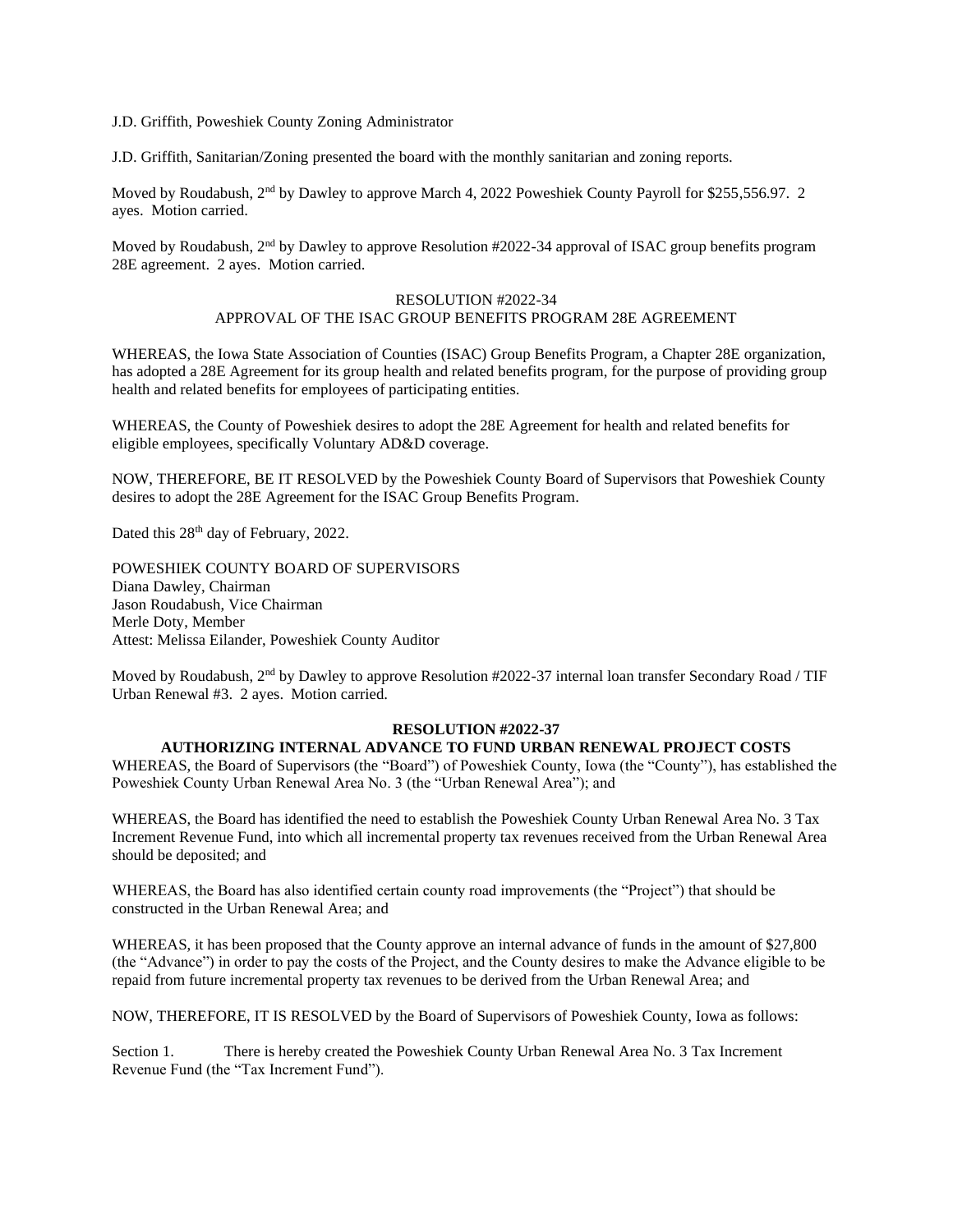J.D. Griffith, Poweshiek County Zoning Administrator

J.D. Griffith, Sanitarian/Zoning presented the board with the monthly sanitarian and zoning reports.

Moved by Roudabush, 2nd by Dawley to approve March 4, 2022 Poweshiek County Payroll for $255,556.97. 2 ayes. Motion carried.

Moved by Roudabush, 2nd by Dawley to approve Resolution #2022-34 approval of ISAC group benefits program 28E agreement. 2 ayes. Motion carried.

RESOLUTION #2022-34
APPROVAL OF THE ISAC GROUP BENEFITS PROGRAM 28E AGREEMENT

WHEREAS, the Iowa State Association of Counties (ISAC) Group Benefits Program, a Chapter 28E organization, has adopted a 28E Agreement for its group health and related benefits program, for the purpose of providing group health and related benefits for employees of participating entities.

WHEREAS, the County of Poweshiek desires to adopt the 28E Agreement for health and related benefits for eligible employees, specifically Voluntary AD&D coverage.

NOW, THEREFORE, BE IT RESOLVED by the Poweshiek County Board of Supervisors that Poweshiek County desires to adopt the 28E Agreement for the ISAC Group Benefits Program.

Dated this 28th day of February, 2022.

POWESHIEK COUNTY BOARD OF SUPERVISORS
Diana Dawley, Chairman
Jason Roudabush, Vice Chairman
Merle Doty, Member
Attest: Melissa Eilander, Poweshiek County Auditor

Moved by Roudabush, 2nd by Dawley to approve Resolution #2022-37 internal loan transfer Secondary Road / TIF Urban Renewal #3. 2 ayes. Motion carried.

**RESOLUTION #2022-37**
**AUTHORIZING INTERNAL ADVANCE TO FUND URBAN RENEWAL PROJECT COSTS**

WHEREAS, the Board of Supervisors (the "Board") of Poweshiek County, Iowa (the "County"), has established the Poweshiek County Urban Renewal Area No. 3 (the "Urban Renewal Area"); and

WHEREAS, the Board has identified the need to establish the Poweshiek County Urban Renewal Area No. 3 Tax Increment Revenue Fund, into which all incremental property tax revenues received from the Urban Renewal Area should be deposited; and

WHEREAS, the Board has also identified certain county road improvements (the "Project") that should be constructed in the Urban Renewal Area; and

WHEREAS, it has been proposed that the County approve an internal advance of funds in the amount of $27,800 (the "Advance") in order to pay the costs of the Project, and the County desires to make the Advance eligible to be repaid from future incremental property tax revenues to be derived from the Urban Renewal Area; and

NOW, THEREFORE, IT IS RESOLVED by the Board of Supervisors of Poweshiek County, Iowa as follows:

Section 1. There is hereby created the Poweshiek County Urban Renewal Area No. 3 Tax Increment Revenue Fund (the "Tax Increment Fund").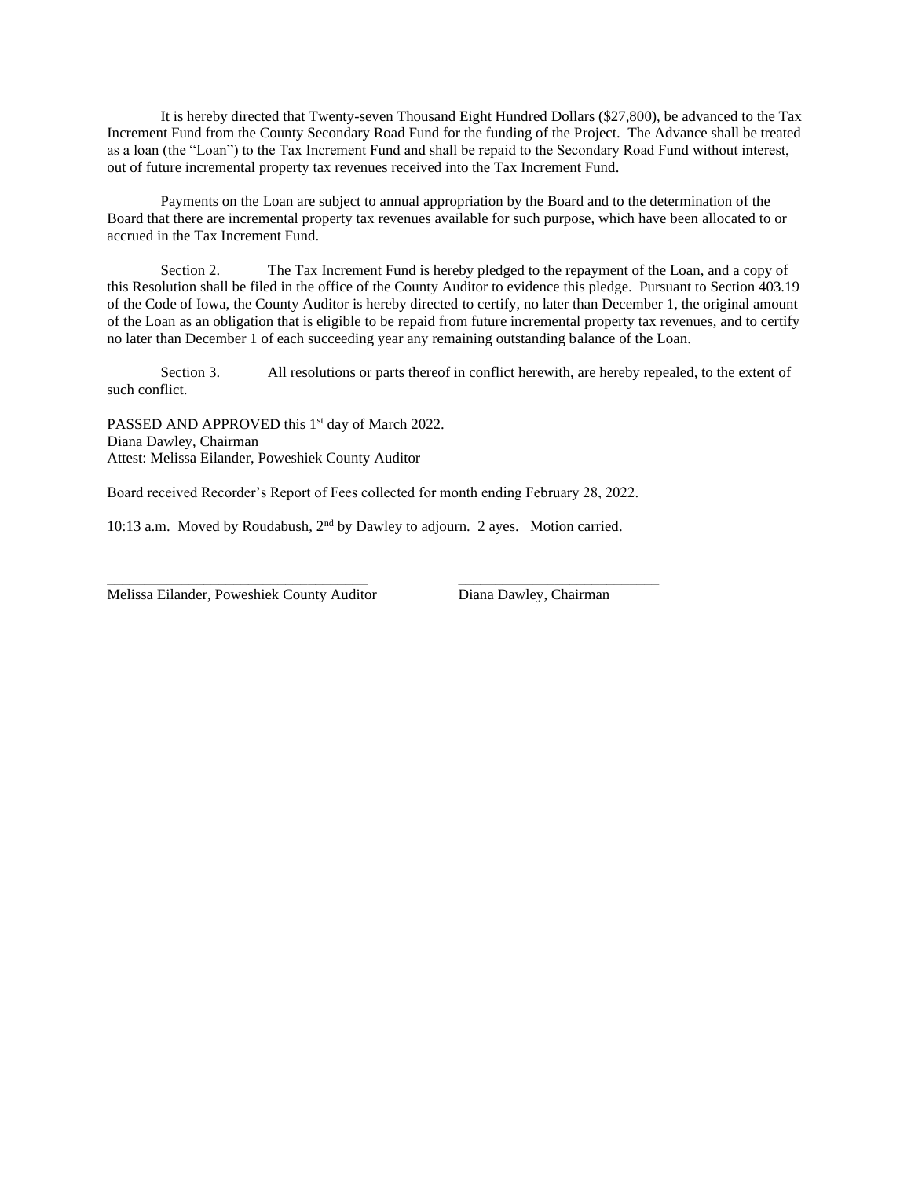It is hereby directed that Twenty-seven Thousand Eight Hundred Dollars ($27,800), be advanced to the Tax Increment Fund from the County Secondary Road Fund for the funding of the Project. The Advance shall be treated as a loan (the "Loan") to the Tax Increment Fund and shall be repaid to the Secondary Road Fund without interest, out of future incremental property tax revenues received into the Tax Increment Fund.

Payments on the Loan are subject to annual appropriation by the Board and to the determination of the Board that there are incremental property tax revenues available for such purpose, which have been allocated to or accrued in the Tax Increment Fund.

Section 2. The Tax Increment Fund is hereby pledged to the repayment of the Loan, and a copy of this Resolution shall be filed in the office of the County Auditor to evidence this pledge. Pursuant to Section 403.19 of the Code of Iowa, the County Auditor is hereby directed to certify, no later than December 1, the original amount of the Loan as an obligation that is eligible to be repaid from future incremental property tax revenues, and to certify no later than December 1 of each succeeding year any remaining outstanding balance of the Loan.

Section 3. All resolutions or parts thereof in conflict herewith, are hereby repealed, to the extent of such conflict.

PASSED AND APPROVED this 1st day of March 2022.
Diana Dawley, Chairman
Attest: Melissa Eilander, Poweshiek County Auditor

Board received Recorder's Report of Fees collected for month ending February 28, 2022.

10:13 a.m. Moved by Roudabush, 2nd by Dawley to adjourn. 2 ayes. Motion carried.

\_\_\_\_\_\_\_\_\_\_\_\_\_\_\_\_\_\_\_\_\_\_\_\_\_\_\_\_\_\_\_\_\_\_\_ \_\_\_\_\_\_\_\_\_\_\_\_\_\_\_\_\_\_\_\_\_\_\_\_\_\_\_

Melissa Eilander, Poweshiek County Auditor Diana Dawley, Chairman